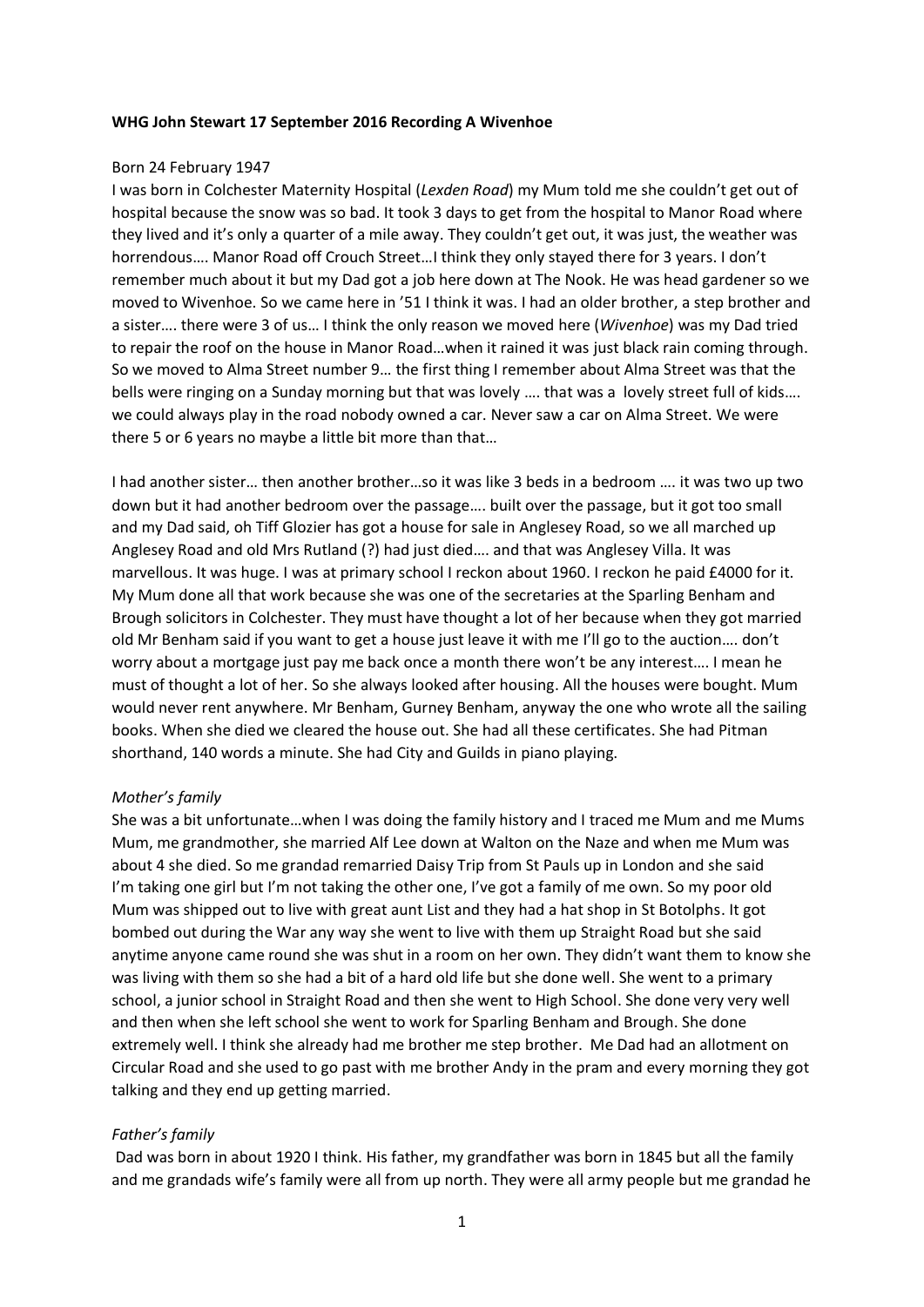**WHG John Stewart 17 September 2016 Recording A Wivenhoe**

Born 24 February 1947

I was born in Colchester Maternity Hospital (*Lexden Road*) my Mum told me she couldn't get out of hospital because the snow was so bad. It took 3 days to get from the hospital to Manor Road where they lived and it's only a quarter of a mile away. They couldn't get out, it was just, the weather was horrendous…. Manor Road off Crouch Street…I think they only stayed there for 3 years. I don't remember much about it but my Dad got a job here down at The Nook. He was head gardener so we moved to Wivenhoe. So we came here in '51 I think it was. I had an older brother, a step brother and a sister…. there were 3 of us… I think the only reason we moved here (*Wivenhoe*) was my Dad tried to repair the roof on the house in Manor Road…when it rained it was just black rain coming through. So we moved to Alma Street number 9… the first thing I remember about Alma Street was that the bells were ringing on a Sunday morning but that was lovely …. that was a lovely street full of kids…. we could always play in the road nobody owned a car. Never saw a car on Alma Street. We were there 5 or 6 years no maybe a little bit more than that…

I had another sister… then another brother…so it was like 3 beds in a bedroom …. it was two up two down but it had another bedroom over the passage…. built over the passage, but it got too small and my Dad said, oh Tiff Glozier has got a house for sale in Anglesey Road, so we all marched up Anglesey Road and old Mrs Rutland (?) had just died…. and that was Anglesey Villa. It was marvellous. It was huge. I was at primary school I reckon about 1960. I reckon he paid £4000 for it. My Mum done all that work because she was one of the secretaries at the Sparling Benham and Brough solicitors in Colchester. They must have thought a lot of her because when they got married old Mr Benham said if you want to get a house just leave it with me I'll go to the auction…. don't worry about a mortgage just pay me back once a month there won't be any interest…. I mean he must of thought a lot of her. So she always looked after housing. All the houses were bought. Mum would never rent anywhere. Mr Benham, Gurney Benham, anyway the one who wrote all the sailing books. When she died we cleared the house out. She had all these certificates. She had Pitman shorthand, 140 words a minute. She had City and Guilds in piano playing.

*Mother's family*

She was a bit unfortunate…when I was doing the family history and I traced me Mum and me Mums Mum, me grandmother, she married Alf Lee down at Walton on the Naze and when me Mum was about 4 she died. So me grandad remarried Daisy Trip from St Pauls up in London and she said I'm taking one girl but I'm not taking the other one, I've got a family of me own. So my poor old Mum was shipped out to live with great aunt List and they had a hat shop in St Botolphs. It got bombed out during the War any way she went to live with them up Straight Road but she said anytime anyone came round she was shut in a room on her own. They didn't want them to know she was living with them so she had a bit of a hard old life but she done well. She went to a primary school, a junior school in Straight Road and then she went to High School. She done very very well and then when she left school she went to work for Sparling Benham and Brough. She done extremely well. I think she already had me brother me step brother. Me Dad had an allotment on Circular Road and she used to go past with me brother Andy in the pram and every morning they got talking and they end up getting married.

*Father's family*

Dad was born in about 1920 I think. His father, my grandfather was born in 1845 but all the family and me grandads wife's family were all from up north. They were all army people but me grandad he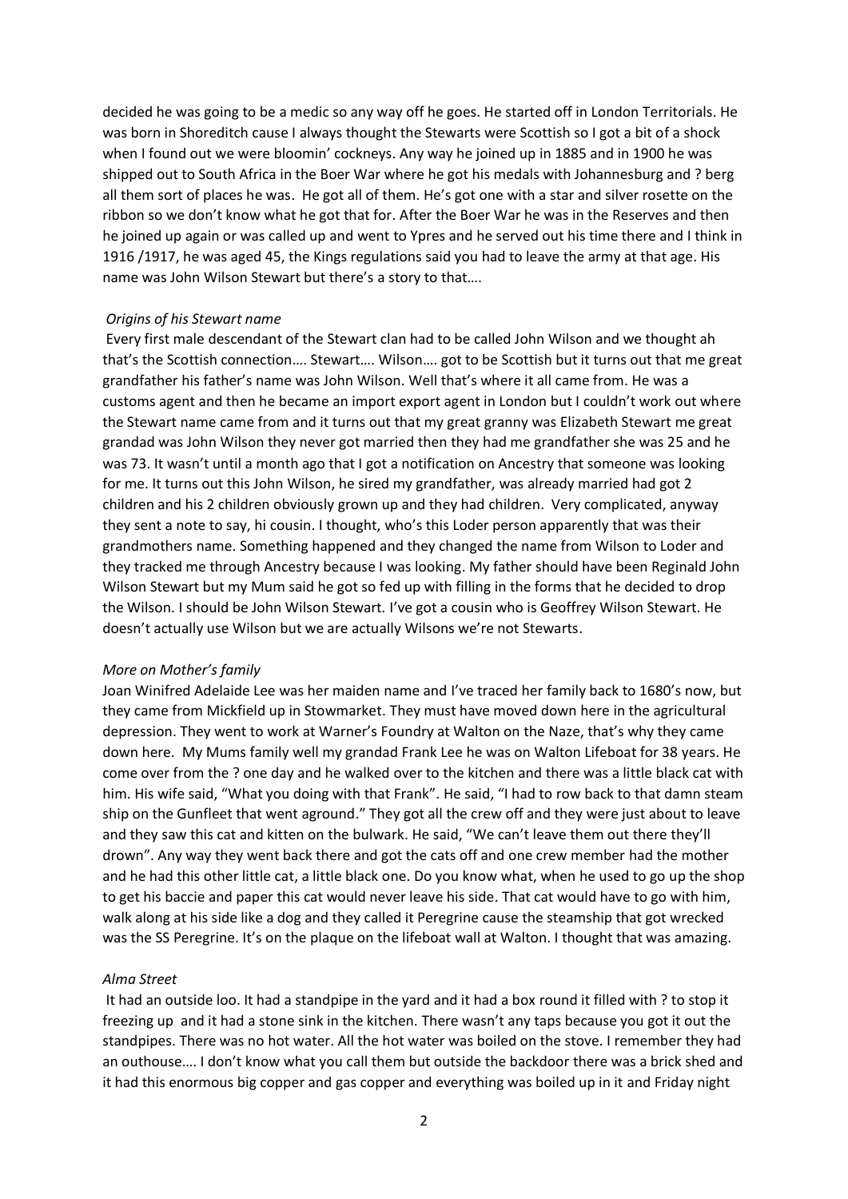decided he was going to be a medic so any way off he goes. He started off in London Territorials. He was born in Shoreditch cause I always thought the Stewarts were Scottish so I got a bit of a shock when I found out we were bloomin' cockneys. Any way he joined up in 1885 and in 1900 he was shipped out to South Africa in the Boer War where he got his medals with Johannesburg and ? berg all them sort of places he was. He got all of them. He's got one with a star and silver rosette on the ribbon so we don't know what he got that for. After the Boer War he was in the Reserves and then he joined up again or was called up and went to Ypres and he served out his time there and I think in 1916 /1917, he was aged 45, the Kings regulations said you had to leave the army at that age. His name was John Wilson Stewart but there's a story to that….

*Origins of his Stewart name*

Every first male descendant of the Stewart clan had to be called John Wilson and we thought ah that's the Scottish connection…. Stewart…. Wilson…. got to be Scottish but it turns out that me great grandfather his father's name was John Wilson. Well that's where it all came from. He was a customs agent and then he became an import export agent in London but I couldn't work out where the Stewart name came from and it turns out that my great granny was Elizabeth Stewart me great grandad was John Wilson they never got married then they had me grandfather she was 25 and he was 73. It wasn't until a month ago that I got a notification on Ancestry that someone was looking for me. It turns out this John Wilson, he sired my grandfather, was already married had got 2 children and his 2 children obviously grown up and they had children. Very complicated, anyway they sent a note to say, hi cousin. I thought, who's this Loder person apparently that was their grandmothers name. Something happened and they changed the name from Wilson to Loder and they tracked me through Ancestry because I was looking. My father should have been Reginald John Wilson Stewart but my Mum said he got so fed up with filling in the forms that he decided to drop the Wilson. I should be John Wilson Stewart. I've got a cousin who is Geoffrey Wilson Stewart. He doesn't actually use Wilson but we are actually Wilsons we're not Stewarts.

*More on Mother's family*

Joan Winifred Adelaide Lee was her maiden name and I've traced her family back to 1680's now, but they came from Mickfield up in Stowmarket. They must have moved down here in the agricultural depression. They went to work at Warner's Foundry at Walton on the Naze, that's why they came down here. My Mums family well my grandad Frank Lee he was on Walton Lifeboat for 38 years. He come over from the ? one day and he walked over to the kitchen and there was a little black cat with him. His wife said, "What you doing with that Frank". He said, "I had to row back to that damn steam ship on the Gunfleet that went aground." They got all the crew off and they were just about to leave and they saw this cat and kitten on the bulwark. He said, "We can't leave them out there they'll drown". Any way they went back there and got the cats off and one crew member had the mother and he had this other little cat, a little black one. Do you know what, when he used to go up the shop to get his baccie and paper this cat would never leave his side. That cat would have to go with him, walk along at his side like a dog and they called it Peregrine cause the steamship that got wrecked was the SS Peregrine. It's on the plaque on the lifeboat wall at Walton. I thought that was amazing.

*Alma Street*

It had an outside loo. It had a standpipe in the yard and it had a box round it filled with ? to stop it freezing up and it had a stone sink in the kitchen. There wasn't any taps because you got it out the standpipes. There was no hot water. All the hot water was boiled on the stove. I remember they had an outhouse…. I don't know what you call them but outside the backdoor there was a brick shed and it had this enormous big copper and gas copper and everything was boiled up in it and Friday night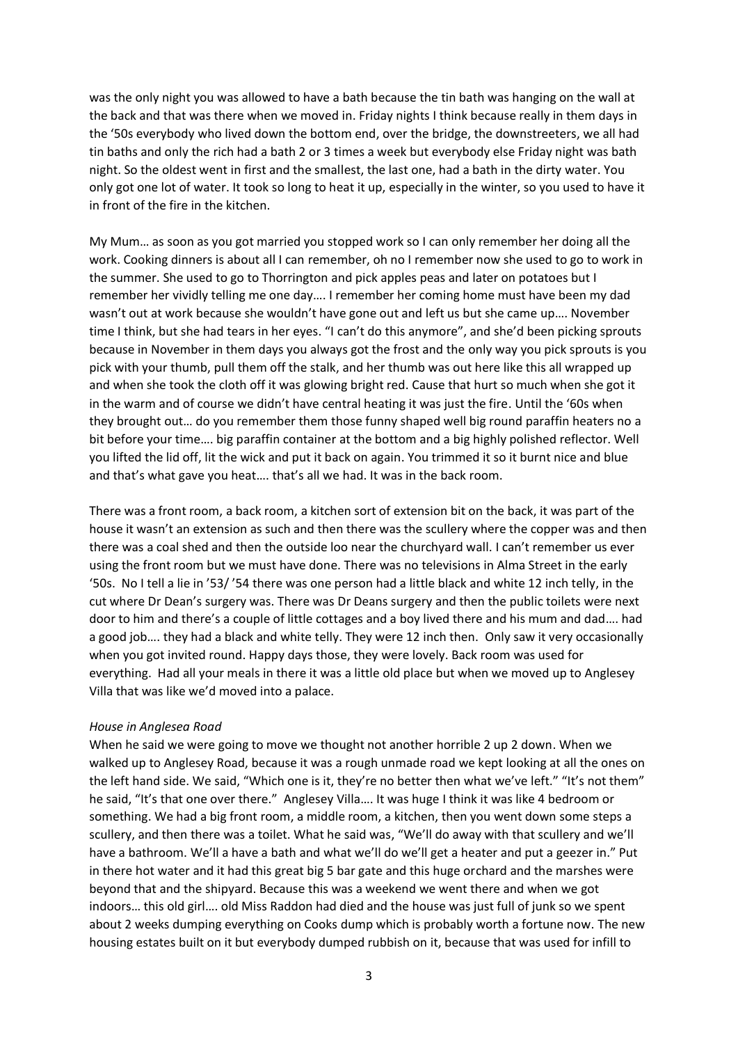was the only night you was allowed to have a bath because the tin bath was hanging on the wall at the back and that was there when we moved in. Friday nights I think because really in them days in the '50s everybody who lived down the bottom end, over the bridge, the downstreeters, we all had tin baths and only the rich had a bath 2 or 3 times a week but everybody else Friday night was bath night. So the oldest went in first and the smallest, the last one, had a bath in the dirty water. You only got one lot of water. It took so long to heat it up, especially in the winter, so you used to have it in front of the fire in the kitchen.

My Mum… as soon as you got married you stopped work so I can only remember her doing all the work. Cooking dinners is about all I can remember, oh no I remember now she used to go to work in the summer. She used to go to Thorrington and pick apples peas and later on potatoes but I remember her vividly telling me one day…. I remember her coming home must have been my dad wasn't out at work because she wouldn't have gone out and left us but she came up…. November time I think, but she had tears in her eyes. "I can't do this anymore", and she'd been picking sprouts because in November in them days you always got the frost and the only way you pick sprouts is you pick with your thumb, pull them off the stalk, and her thumb was out here like this all wrapped up and when she took the cloth off it was glowing bright red. Cause that hurt so much when she got it in the warm and of course we didn't have central heating it was just the fire. Until the '60s when they brought out… do you remember them those funny shaped well big round paraffin heaters no a bit before your time…. big paraffin container at the bottom and a big highly polished reflector. Well you lifted the lid off, lit the wick and put it back on again. You trimmed it so it burnt nice and blue and that's what gave you heat…. that's all we had. It was in the back room.

There was a front room, a back room, a kitchen sort of extension bit on the back, it was part of the house it wasn't an extension as such and then there was the scullery where the copper was and then there was a coal shed and then the outside loo near the churchyard wall. I can't remember us ever using the front room but we must have done. There was no televisions in Alma Street in the early '50s. No I tell a lie in '53/ '54 there was one person had a little black and white 12 inch telly, in the cut where Dr Dean's surgery was. There was Dr Deans surgery and then the public toilets were next door to him and there's a couple of little cottages and a boy lived there and his mum and dad…. had a good job…. they had a black and white telly. They were 12 inch then. Only saw it very occasionally when you got invited round. Happy days those, they were lovely. Back room was used for everything. Had all your meals in there it was a little old place but when we moved up to Anglesey Villa that was like we'd moved into a palace.

*House in Anglesea Road*

When he said we were going to move we thought not another horrible 2 up 2 down. When we walked up to Anglesey Road, because it was a rough unmade road we kept looking at all the ones on the left hand side. We said, "Which one is it, they're no better then what we've left." "It's not them" he said, "It's that one over there." Anglesey Villa…. It was huge I think it was like 4 bedroom or something. We had a big front room, a middle room, a kitchen, then you went down some steps a scullery, and then there was a toilet. What he said was, "We'll do away with that scullery and we'll have a bathroom. We'll a have a bath and what we'll do we'll get a heater and put a geezer in." Put in there hot water and it had this great big 5 bar gate and this huge orchard and the marshes were beyond that and the shipyard. Because this was a weekend we went there and when we got indoors… this old girl…. old Miss Raddon had died and the house was just full of junk so we spent about 2 weeks dumping everything on Cooks dump which is probably worth a fortune now. The new housing estates built on it but everybody dumped rubbish on it, because that was used for infill to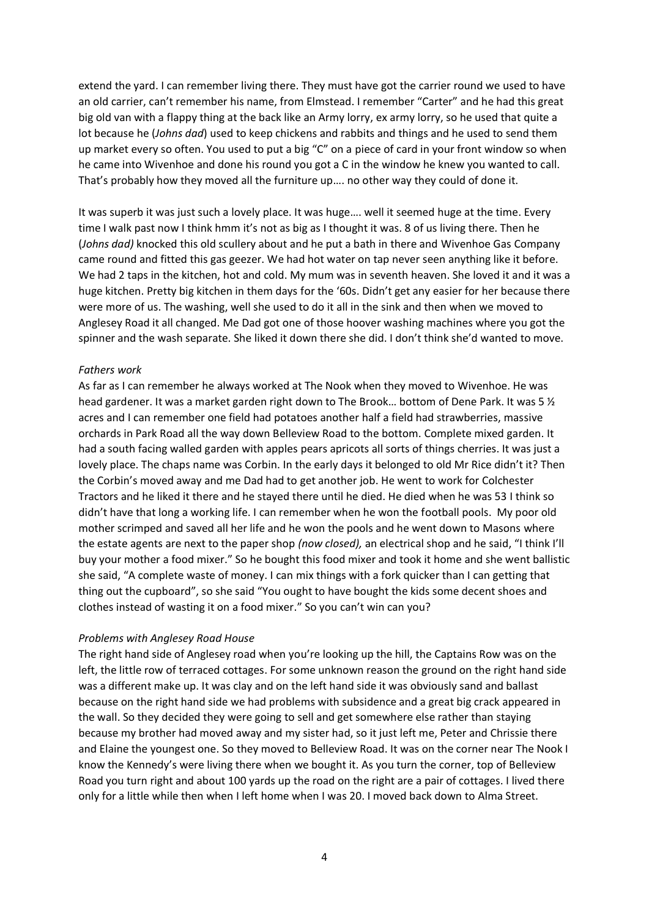extend the yard. I can remember living there. They must have got the carrier round we used to have an old carrier, can't remember his name, from Elmstead. I remember "Carter" and he had this great big old van with a flappy thing at the back like an Army lorry, ex army lorry, so he used that quite a lot because he (*Johns dad*) used to keep chickens and rabbits and things and he used to send them up market every so often. You used to put a big "C" on a piece of card in your front window so when he came into Wivenhoe and done his round you got a C in the window he knew you wanted to call. That's probably how they moved all the furniture up…. no other way they could of done it.

It was superb it was just such a lovely place. It was huge…. well it seemed huge at the time. Every time I walk past now I think hmm it's not as big as I thought it was. 8 of us living there. Then he (*Johns dad)* knocked this old scullery about and he put a bath in there and Wivenhoe Gas Company came round and fitted this gas geezer. We had hot water on tap never seen anything like it before. We had 2 taps in the kitchen, hot and cold. My mum was in seventh heaven. She loved it and it was a huge kitchen. Pretty big kitchen in them days for the '60s. Didn't get any easier for her because there were more of us. The washing, well she used to do it all in the sink and then when we moved to Anglesey Road it all changed. Me Dad got one of those hoover washing machines where you got the spinner and the wash separate. She liked it down there she did. I don't think she'd wanted to move.

*Fathers work*

As far as I can remember he always worked at The Nook when they moved to Wivenhoe. He was head gardener. It was a market garden right down to The Brook… bottom of Dene Park. It was 5 ½ acres and I can remember one field had potatoes another half a field had strawberries, massive orchards in Park Road all the way down Belleview Road to the bottom. Complete mixed garden. It had a south facing walled garden with apples pears apricots all sorts of things cherries. It was just a lovely place. The chaps name was Corbin. In the early days it belonged to old Mr Rice didn't it? Then the Corbin's moved away and me Dad had to get another job. He went to work for Colchester Tractors and he liked it there and he stayed there until he died. He died when he was 53 I think so didn't have that long a working life. I can remember when he won the football pools. My poor old mother scrimped and saved all her life and he won the pools and he went down to Masons where the estate agents are next to the paper shop *(now closed),* an electrical shop and he said, "I think I'll buy your mother a food mixer." So he bought this food mixer and took it home and she went ballistic she said, "A complete waste of money. I can mix things with a fork quicker than I can getting that thing out the cupboard", so she said "You ought to have bought the kids some decent shoes and clothes instead of wasting it on a food mixer." So you can't win can you?

*Problems with Anglesey Road House*

The right hand side of Anglesey road when you're looking up the hill, the Captains Row was on the left, the little row of terraced cottages. For some unknown reason the ground on the right hand side was a different make up. It was clay and on the left hand side it was obviously sand and ballast because on the right hand side we had problems with subsidence and a great big crack appeared in the wall. So they decided they were going to sell and get somewhere else rather than staying because my brother had moved away and my sister had, so it just left me, Peter and Chrissie there and Elaine the youngest one. So they moved to Belleview Road. It was on the corner near The Nook I know the Kennedy's were living there when we bought it. As you turn the corner, top of Belleview Road you turn right and about 100 yards up the road on the right are a pair of cottages. I lived there only for a little while then when I left home when I was 20. I moved back down to Alma Street.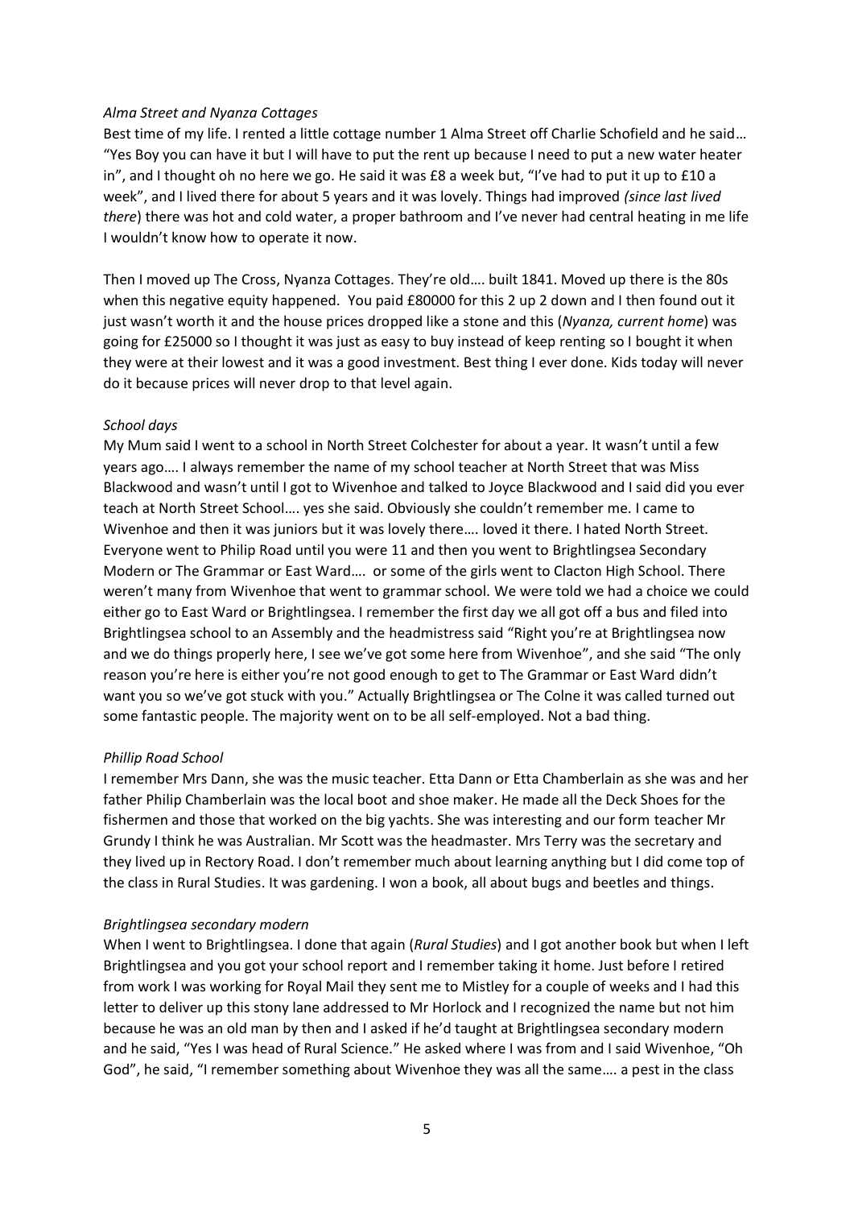*Alma Street and Nyanza Cottages*

Best time of my life. I rented a little cottage number 1 Alma Street off Charlie Schofield and he said… "Yes Boy you can have it but I will have to put the rent up because I need to put a new water heater in", and I thought oh no here we go. He said it was £8 a week but, "I've had to put it up to £10 a week", and I lived there for about 5 years and it was lovely. Things had improved *(since last lived there*) there was hot and cold water, a proper bathroom and I've never had central heating in me life I wouldn't know how to operate it now.

Then I moved up The Cross, Nyanza Cottages. They're old…. built 1841. Moved up there is the 80s when this negative equity happened. You paid £80000 for this 2 up 2 down and I then found out it just wasn't worth it and the house prices dropped like a stone and this (*Nyanza, current home*) was going for £25000 so I thought it was just as easy to buy instead of keep renting so I bought it when they were at their lowest and it was a good investment. Best thing I ever done. Kids today will never do it because prices will never drop to that level again.

*School days*

My Mum said I went to a school in North Street Colchester for about a year. It wasn't until a few years ago…. I always remember the name of my school teacher at North Street that was Miss Blackwood and wasn't until I got to Wivenhoe and talked to Joyce Blackwood and I said did you ever teach at North Street School…. yes she said. Obviously she couldn't remember me. I came to Wivenhoe and then it was juniors but it was lovely there…. loved it there. I hated North Street. Everyone went to Philip Road until you were 11 and then you went to Brightlingsea Secondary Modern or The Grammar or East Ward…. or some of the girls went to Clacton High School. There weren't many from Wivenhoe that went to grammar school. We were told we had a choice we could either go to East Ward or Brightlingsea. I remember the first day we all got off a bus and filed into Brightlingsea school to an Assembly and the headmistress said "Right you're at Brightlingsea now and we do things properly here, I see we've got some here from Wivenhoe", and she said "The only reason you're here is either you're not good enough to get to The Grammar or East Ward didn't want you so we've got stuck with you." Actually Brightlingsea or The Colne it was called turned out some fantastic people. The majority went on to be all self-employed. Not a bad thing.

*Phillip Road School*

I remember Mrs Dann, she was the music teacher. Etta Dann or Etta Chamberlain as she was and her father Philip Chamberlain was the local boot and shoe maker. He made all the Deck Shoes for the fishermen and those that worked on the big yachts. She was interesting and our form teacher Mr Grundy I think he was Australian. Mr Scott was the headmaster. Mrs Terry was the secretary and they lived up in Rectory Road. I don't remember much about learning anything but I did come top of the class in Rural Studies. It was gardening. I won a book, all about bugs and beetles and things.

*Brightlingsea secondary modern*

When I went to Brightlingsea. I done that again (*Rural Studies*) and I got another book but when I left Brightlingsea and you got your school report and I remember taking it home. Just before I retired from work I was working for Royal Mail they sent me to Mistley for a couple of weeks and I had this letter to deliver up this stony lane addressed to Mr Horlock and I recognized the name but not him because he was an old man by then and I asked if he'd taught at Brightlingsea secondary modern and he said, "Yes I was head of Rural Science." He asked where I was from and I said Wivenhoe, "Oh God", he said, "I remember something about Wivenhoe they was all the same…. a pest in the class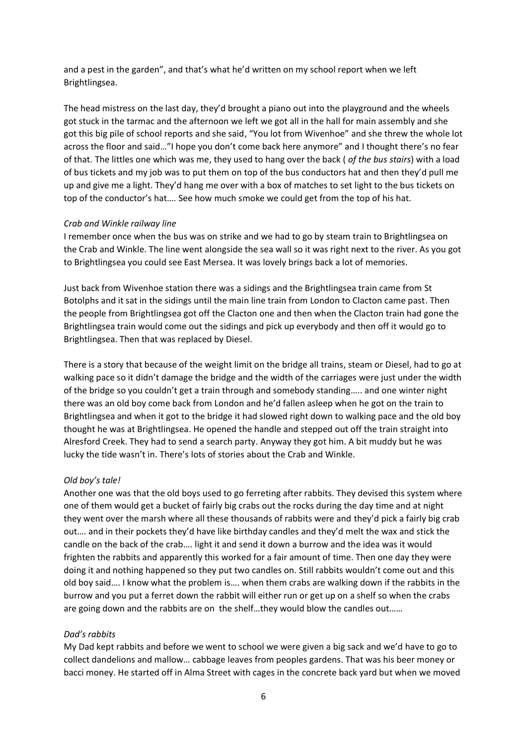and a pest in the garden", and that's what he'd written on my school report when we left Brightlingsea.

The head mistress on the last day, they'd brought a piano out into the playground and the wheels got stuck in the tarmac and the afternoon we left we got all in the hall for main assembly and she got this big pile of school reports and she said, "You lot from Wivenhoe" and she threw the whole lot across the floor and said…"I hope you don't come back here anymore" and I thought there's no fear of that. The littles one which was me, they used to hang over the back ( *of the bus stairs*) with a load of bus tickets and my job was to put them on top of the bus conductors hat and then they'd pull me up and give me a light. They'd hang me over with a box of matches to set light to the bus tickets on top of the conductor's hat…. See how much smoke we could get from the top of his hat.

*Crab and Winkle railway line*

I remember once when the bus was on strike and we had to go by steam train to Brightlingsea on the Crab and Winkle. The line went alongside the sea wall so it was right next to the river. As you got to Brightlingsea you could see East Mersea. It was lovely brings back a lot of memories.

Just back from Wivenhoe station there was a sidings and the Brightlingsea train came from St Botolphs and it sat in the sidings until the main line train from London to Clacton came past. Then the people from Brightlingsea got off the Clacton one and then when the Clacton train had gone the Brightlingsea train would come out the sidings and pick up everybody and then off it would go to Brightlingsea. Then that was replaced by Diesel.

There is a story that because of the weight limit on the bridge all trains, steam or Diesel, had to go at walking pace so it didn't damage the bridge and the width of the carriages were just under the width of the bridge so you couldn't get a train through and somebody standing….. and one winter night there was an old boy come back from London and he'd fallen asleep when he got on the train to Brightlingsea and when it got to the bridge it had slowed right down to walking pace and the old boy thought he was at Brightlingsea. He opened the handle and stepped out off the train straight into Alresford Creek. They had to send a search party. Anyway they got him. A bit muddy but he was lucky the tide wasn't in. There's lots of stories about the Crab and Winkle.

*Old boy's tale!*

Another one was that the old boys used to go ferreting after rabbits. They devised this system where one of them would get a bucket of fairly big crabs out the rocks during the day time and at night they went over the marsh where all these thousands of rabbits were and they'd pick a fairly big crab out…. and in their pockets they'd have like birthday candles and they'd melt the wax and stick the candle on the back of the crab…. light it and send it down a burrow and the idea was it would frighten the rabbits and apparently this worked for a fair amount of time. Then one day they were doing it and nothing happened so they put two candles on. Still rabbits wouldn't come out and this old boy said…. I know what the problem is…. when them crabs are walking down if the rabbits in the burrow and you put a ferret down the rabbit will either run or get up on a shelf so when the crabs are going down and the rabbits are on the shelf…they would blow the candles out……

*Dad's rabbits*

My Dad kept rabbits and before we went to school we were given a big sack and we'd have to go to collect dandelions and mallow… cabbage leaves from peoples gardens. That was his beer money or bacci money. He started off in Alma Street with cages in the concrete back yard but when we moved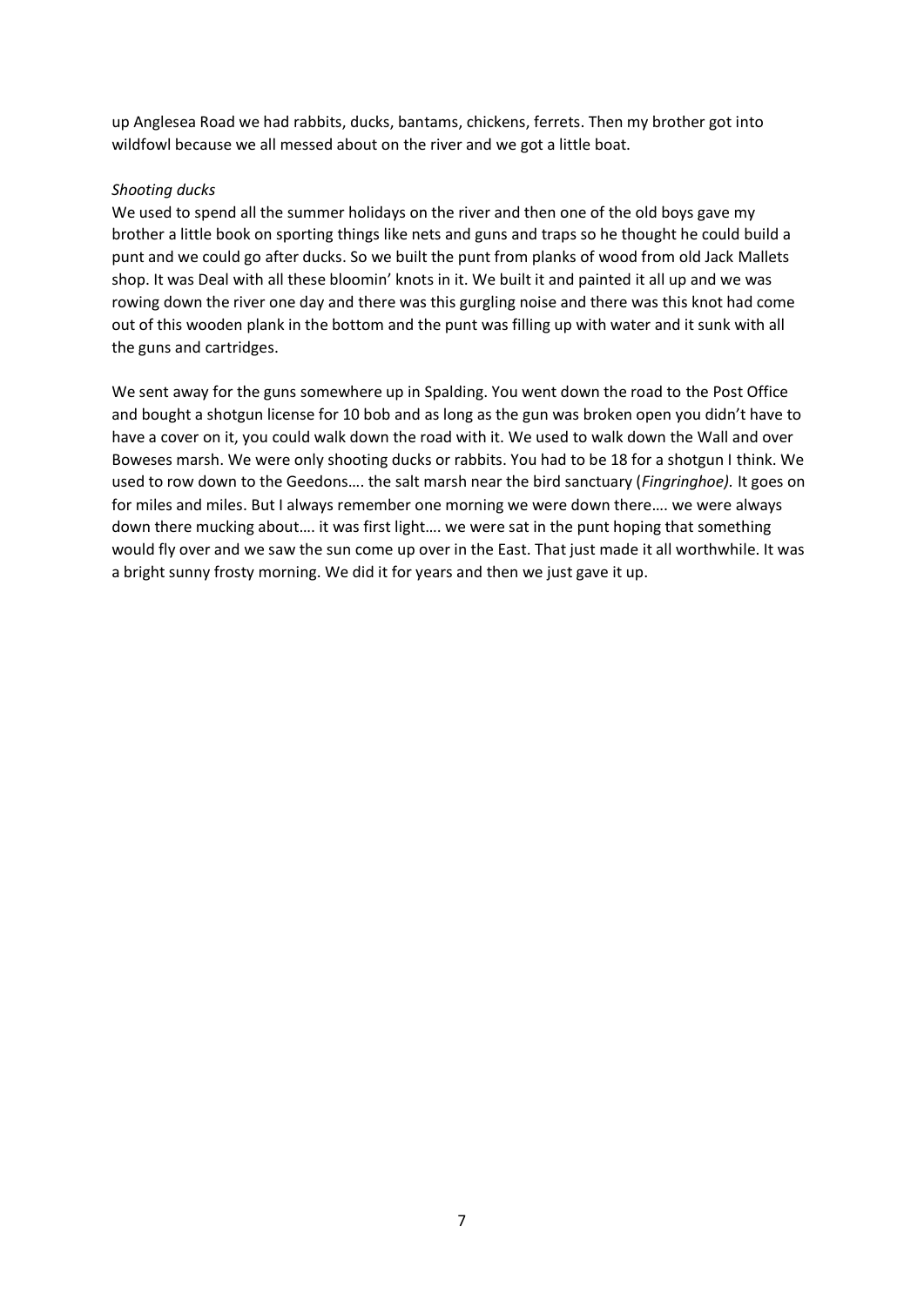up Anglesea Road we had rabbits, ducks, bantams, chickens, ferrets. Then my brother got into wildfowl because we all messed about on the river and we got a little boat.

*Shooting ducks*

We used to spend all the summer holidays on the river and then one of the old boys gave my brother a little book on sporting things like nets and guns and traps so he thought he could build a punt and we could go after ducks. So we built the punt from planks of wood from old Jack Mallets shop. It was Deal with all these bloomin' knots in it. We built it and painted it all up and we was rowing down the river one day and there was this gurgling noise and there was this knot had come out of this wooden plank in the bottom and the punt was filling up with water and it sunk with all the guns and cartridges.

We sent away for the guns somewhere up in Spalding. You went down the road to the Post Office and bought a shotgun license for 10 bob and as long as the gun was broken open you didn't have to have a cover on it, you could walk down the road with it. We used to walk down the Wall and over Boweses marsh. We were only shooting ducks or rabbits. You had to be 18 for a shotgun I think. We used to row down to the Geedons…. the salt marsh near the bird sanctuary (*Fingringhoe).* It goes on for miles and miles. But I always remember one morning we were down there…. we were always down there mucking about…. it was first light…. we were sat in the punt hoping that something would fly over and we saw the sun come up over in the East. That just made it all worthwhile. It was a bright sunny frosty morning. We did it for years and then we just gave it up.